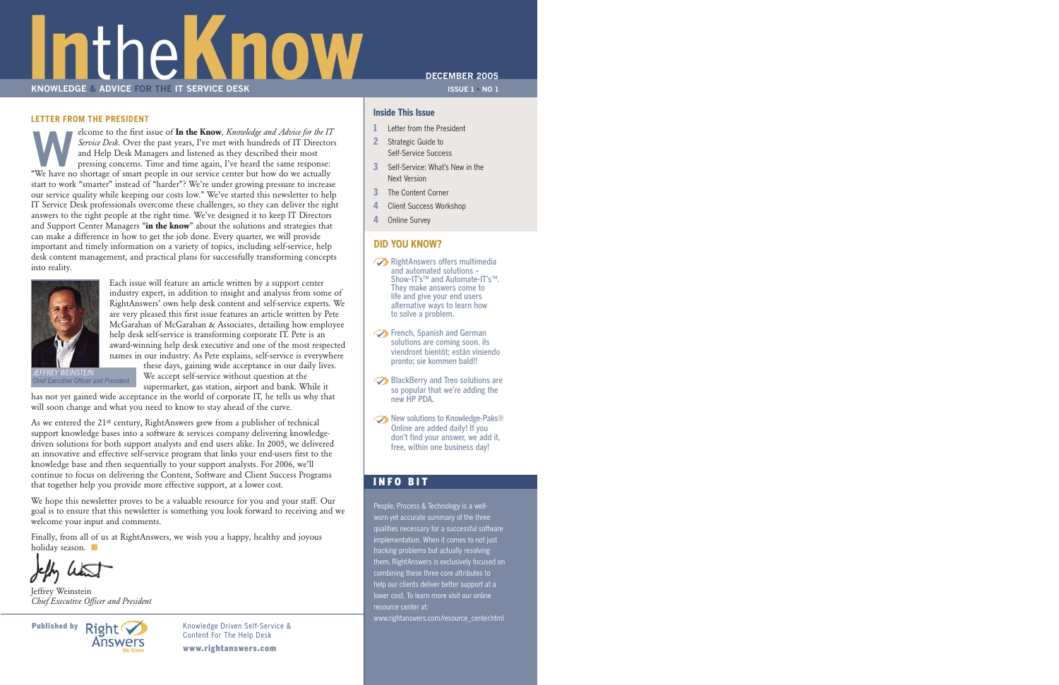# In the Know

**KNOWLEDGE & ADVICE FOR THE IT SERVICE DESK**

DECEMBER 2005

ISSUE 1 • NO 1

## LETTER FROM THE PRESIDENT

Welcome to the first issue of **In the Know**, *Knowledge and Advice for the IT Service Desk*. Over the past years, I've met with hundreds of IT Directors and Help Desk Managers and listened as they described their most pressing concerns. Time and time again, I've heard the same response: "We have no shortage of smart people in our service center but how do we actually start to work "smarter" instead of "harder"? We're under growing pressure to increase our service quality while keeping our costs low." We've started this newsletter to help IT Service Desk professionals overcome these challenges, so they can deliver the right answers to the right people at the right time. We've designed it to keep IT Directors and Support Center Managers "**in the know**" about the solutions and strategies that can make a difference in how to get the job done. Every quarter, we will provide important and timely information on a variety of topics, including self-service, help desk content management, and practical plans for successfully transforming concepts into reality.

*JEFFREY WEINSTEIN*
*Chief Executive Officer and President*

Each issue will feature an article written by a support center industry expert, in addition to insight and analysis from some of RightAnswers' own help desk content and self-service experts. We are very pleased this first issue features an article written by Pete McGarahan of McGarahan & Associates, detailing how employee help desk self-service is transforming corporate IT. Pete is an award-winning help desk executive and one of the most respected names in our industry. As Pete explains, self-service is everywhere these days, gaining wide acceptance in our daily lives. We accept self-service without question at the supermarket, gas station, airport and bank. While it has not yet gained wide acceptance in the world of corporate IT, he tells us why that will soon change and what you need to know to stay ahead of the curve.

As we entered the 21st century, RightAnswers grew from a publisher of technical support knowledge bases into a software & services company delivering knowledge-driven solutions for both support analysts and end users alike. In 2005, we delivered an innovative and effective self-service program that links your end-users first to the knowledge base and then sequentially to your support analysts. For 2006, we'll continue to focus on delivering the Content, Software and Client Success Programs that together help you provide more effective support, at a lower cost.

We hope this newsletter proves to be a valuable resource for you and your staff. Our goal is to ensure that this newsletter is something you look forward to receiving and we welcome your input and comments.

Finally, from all of us at RightAnswers, we wish you a happy, healthy and joyous holiday season.

Jeffrey Weinstein
*Chief Executive Officer and President*

**Published by** RightAnswers — We Know

Knowledge Driven Self-Service & Content For The Help Desk

**www.rightanswers.com**

### Inside This Issue

1. Letter from the President
2. Strategic Guide to Self-Service Success
3. Self-Service: What's New in the Next Version
3. The Content Corner
4. Client Success Workshop
4. Online Survey

### DID YOU KNOW?

- RightAnswers offers multimedia and automated solutions – Show-IT's™ and Automate-IT's™. They make answers come to life and give your end users alternative ways to learn how to solve a problem.
- French, Spanish and German solutions are coming soon. ils viendront bientôt; están viniendo pronto; sie kommen bald!!
- BlackBerry and Treo solutions are so popular that we're adding the new HP PDA.
- New solutions to Knowledge-Paks® Online are added daily! If you don't find your answer, we add it, free, within one business day!

### INFO BIT

People, Process & Technology is a well-worn yet accurate summary of the three qualities necessary for a successful software implementation. When it comes to not just *tracking* problems but actually *resolving* them, RightAnswers is exclusively focused on combining these three core attributes to help our clients deliver better support at a lower cost. To learn more visit our online resource center at: www.rightanswers.com/resource_center.html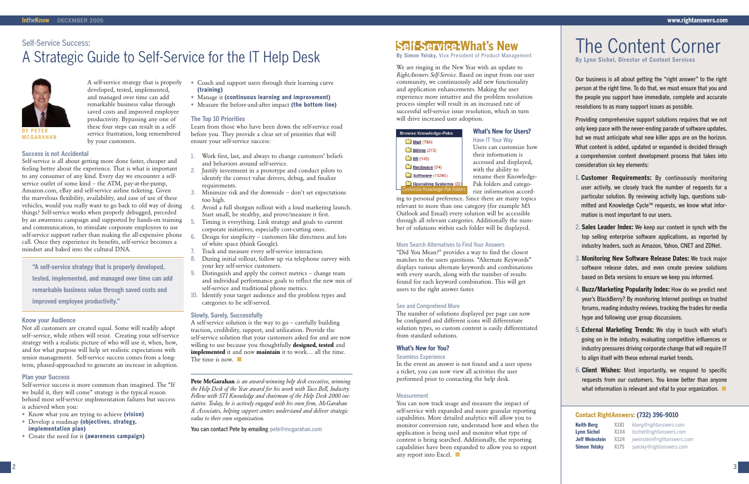Self-Service Success:

# A Strategic Guide to Self-Service for the IT Help Desk

BY PETER MCGARAHAN

A self-service strategy that is properly developed, tested, implemented, and managed over time can add remarkable business value through saved costs and improved employee productivity. Bypassing any one of these four steps can result in a self-service frustration, long remembered by your customers.

### Success is not Accidental

Self-service is all about getting more done faster, cheaper and feeling better about the experience. That is what is important to any consumer of any kind. Every day we encounter a self-service outlet of some kind – the ATM, pay-at-the-pump, Amazon.com, eBay and self-service airline ticketing. Given the marvelous flexibility, availability, and ease of use of these vehicles, would you really want to go back to old way of doing things? Self-service works when properly debugged, preceded by an awareness campaign and supported by hands-on training and communication, to stimulate corporate employees to use self-service support rather than making the all-expensive phone call. Once they experience its benefits, self-service becomes a mindset and baked into the cultural DNA.

> **"A self-service strategy that is properly developed, tested, implemented, and managed over time can add remarkable business value through saved costs and improved employee productivity."**

### Know your Audience

Not all customers are created equal. Some will readily adopt self–service, while others will resist. Creating your self-service strategy with a realistic picture of who will use it, when, how, and for what purpose will help set realistic expectations with senior management. Self-service success comes from a long-term, phased-approached to generate an increase in adoption.

### Plan your Success

Self-service success is more common than imagined. The "If we build it, they will come" strategy is the typical reason behind most self-service implementation failures but success is achieved when you:

- Know what you are trying to achieve **(vision)**
- Develop a roadmap **(objectives, strategy, implementation plan)**
- Create the need for it **(awareness campaign)**
- Coach and support users through their learning curve **(training)**
- Manage it **(continuous learning and improvement)**
- Measure the before-and-after impact **(the bottom line)**

### The Top 10 Priorities

Learn from those who have been down the self-service road before you. They provide a clear set of priorities that will ensure your self-service success:

1. Work first, last, and always to change customers' beliefs and behaviors around self-service.
2. Justify investment in a prototype and conduct pilots to identify the correct value drivers, debug, and finalize requirements.
3. Minimize risk and the downside – don't set expectations too high.
4. Avoid a full shotgun rollout with a loud marketing launch. Start small, be stealthy, and prove/measure it first.
5. Timing is everything. Link strategy and goals to current corporate initiatives, especially cost-cutting ones.
6. Design for simplicity – customers like directness and lots of white space (think Google).
7. Track and measure every self-service interaction.
8. During initial rollout, follow up via telephone survey with your key self-service customers.
9. Distinguish and apply the correct metrics – change team and individual performance goals to reflect the new mix of self-service and traditional phone metrics.
10. Identify your target audience and the problem types and categories to be self-served.

### Slowly, Surely, Successfully

A self-service solution is the way to go – carefully building traction, credibility, support, and utilization. Provide the self-service solution that your customers asked for and are now willing to use because you thoughtfully **designed, tested** and **implemented** it and now **maintain** it to work… all the time. The time is now.

**Pete McGarahan** *is an award-winning help desk executive, winning the Help Desk of the Year award for his work with Taco Bell, Industry Fellow with STI Knowledge and chairman of the Help Desk 2000 initiative. Today, he is actively engaged with his own firm, McGarahan & Associates, helping support centers understand and deliver strategic value to their own organization.*

You can contact Pete by emailing pete@mcgarahan.com

# Self-Service: What's New

**By Simon Yelsky, Vice President of Product Management**

We are ringing in the New Year with an update to *RightAnswers Self-Service*. Based on input from our user community, we continuously add new functionality and application enhancements. Making the user experience more intuitive and the problem resolution process simpler will result in an increased rate of successful self-service issue resolution, which in turn will drive increased user adoption.

Browse Knowledge-Paks
- Mail (784)
- Billing (273)
- HR (148)
- Hardware (24)
- Software (10290)
- Operating Systems (22)

Customize Knowledge-Pak Folders

## What's New for Users?

### Have IT Your Way

Users can customize how their information is accessed and displayed, with the ability to rename their Knowledge-Pak folders and categorize information according to personal preference. Since there are many topics relevant to more than one category (for example MS Outlook and Email) every solution will be accessible through all relevant categories. Additionally the number of solutions within each folder will be displayed.

### More Search Alternatives to Find Your Answers

"Did You Mean?" provides a way to find the closest matches to the users questions. "Alternate Keywords" displays various alternate keywords and combinations with every search, along with the number of results found for each keyword combination. This will get users to the right answer faster.

### See and Comprehend More

The number of solutions displayed per page can now be configured and different icons will differentiate solution types, so custom content is easily differentiated from standard solutions.

## What's New for You?

### Seamless Experience

In the event an answer is not found and a user opens a ticket, you can now view all activities the user performed prior to contacting the help desk.

### Measurement

You can now track usage and measure the impact of self-service with expanded and more granular reporting capabilities. More detailed analytics will allow you to monitor conversion rate, understand how and when the application is being used and monitor what type of content is being searched. Additionally, the reporting capabilities have been expanded to allow you to export any report into Excel.

# The Content Corner

**By Lynn Sichel, Director of Content Services**

Our business is all about getting the "right answer" to the right person at the right time. To do that, we must ensure that you and the people you support have immediate, complete and accurate resolutions to as many support issues as possible.

Providing comprehensive support solutions requires that we not only keep pace with the never-ending parade of software updates, but we must anticipate what new killer apps are on the horizon. What content is added, updated or expanded is decided through a comprehensive content development process that takes into consideration six key elements:

1. **Customer Requirements:** By continuously monitoring user activity, we closely track the number of requests for a particular solution. By reviewing activity logs, questions submitted and Knowledge Cycle™ requests, we know what information is most important to our users.
2. **Sales Leader Index:** We keep our content in synch with the top selling enterprise software applications, as reported by industry leaders, such as Amazon, Yahoo, CNET and ZDNet.
3. **Monitoring New Software Release Dates:** We track major software release dates, and even create preview solutions based on Beta versions to ensure we keep you informed.
4. **Buzz/Marketing Popularity Index:** How do we predict next year's BlackBerry? By monitoring Internet postings on trusted forums, reading industry reviews, tracking the trades for media hype and following user group discussions.
5. **External Marketing Trends:** We stay in touch with what's going on in the industry, evaluating competitive influences or industry pressures driving corporate change that will require IT to align itself with these external market trends.
6. **Client Wishes:** Most importantly, we respond to specific requests from our customers. You know better than anyone what information is relevant and vital to your organization.

### Contact RightAnswers: (732) 396-9010

| | | |
|---|---|---|
| **Keith Berg** | X181 | *kberg@rightanswers.com* |
| **Lynn Sichel** | X134 | *lsichel@rightanswers.com* |
| **Jeff Weinstein** | X124 | *jweinstein@rightanswers.com* |
| **Simon Yelsky** | X175 | *syelsky@rightanswers.com* |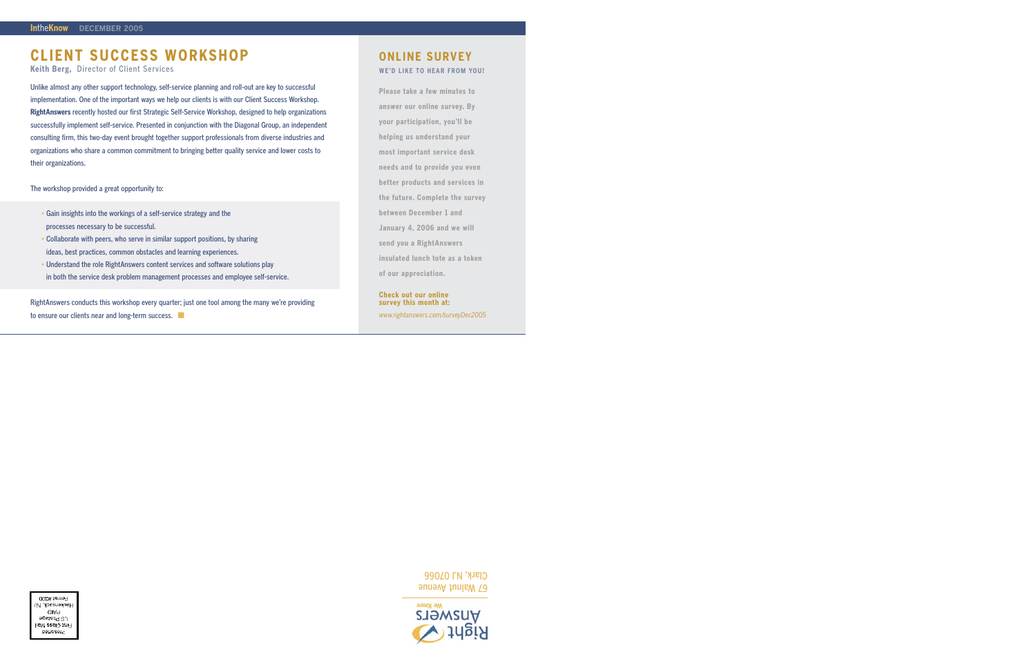# CLIENT SUCCESS WORKSHOP

**Keith Berg,** Director of Client Services

Unlike almost any other support technology, self-service planning and roll-out are key to successful implementation. One of the important ways we help our clients is with our Client Success Workshop. **RightAnswers** recently hosted our first Strategic Self-Service Workshop, designed to help organizations successfully implement self-service. Presented in conjunction with the Diagonal Group, an independent consulting firm, this two-day event brought together support professionals from diverse industries and organizations who share a common commitment to bringing better quality service and lower costs to their organizations.

The workshop provided a great opportunity to:

- Gain insights into the workings of a self-service strategy and the processes necessary to be successful.
- Collaborate with peers, who serve in similar support positions, by sharing ideas, best practices, common obstacles and learning experiences.
- Understand the role RightAnswers content services and software solutions play in both the service desk problem management processes and employee self-service.

RightAnswers conducts this workshop every quarter; just one tool among the many we're providing to ensure our clients near and long-term success.

## ONLINE SURVEY

**WE'D LIKE TO HEAR FROM YOU!**

**Please take a few minutes to answer our online survey. By your participation, you'll be helping us understand your most important service desk needs and to provide you even better products and services in the future. Complete the survey between December 1 and January 4, 2006 and we will send you a RightAnswers insulated lunch tote as a token of our appreciation.**

**Check out our online survey this month at:**

*www.rightanswers.com/surveyDec2005*

Right Answers
We Know

67 Walnut Avenue
Clark, NJ 07066

Presorted
First Class Mail
U.S. Postage
PAID
Hackensack, NJ
Permit #300